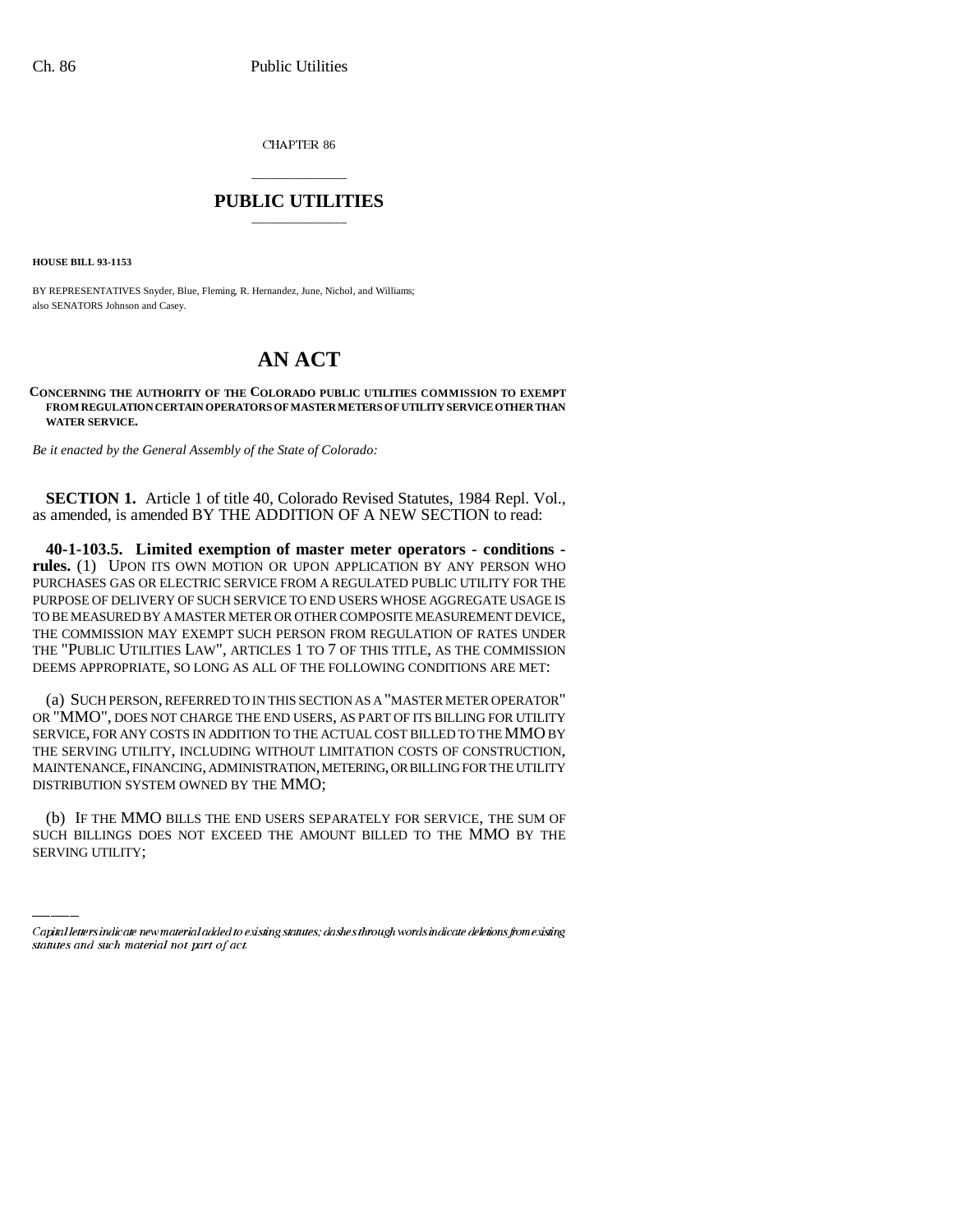CHAPTER 86

# PUBLIC UTILITIES

**HOUSE BILL 93-1153**

BY REPRESENTATIVES Snyder, Blue, Fleming, R. Hernandez, June, Nichol, and Williams; also SENATORS Johnson and Casey.

# AN ACT

**CONCERNING THE AUTHORITY OF THE COLORADO PUBLIC UTILITIES COMMISSION TO EXEMPT FROM REGULATION CERTAIN OPERATORS OF MASTER METERS OF UTILITY SERVICE OTHER THAN WATER SERVICE.**

*Be it enacted by the General Assembly of the State of Colorado:*

**SECTION 1.** Article 1 of title 40, Colorado Revised Statutes, 1984 Repl. Vol., as amended, is amended BY THE ADDITION OF A NEW SECTION to read:

**40-1-103.5. Limited exemption of master meter operators - conditions - rules.** (1) UPON ITS OWN MOTION OR UPON APPLICATION BY ANY PERSON WHO PURCHASES GAS OR ELECTRIC SERVICE FROM A REGULATED PUBLIC UTILITY FOR THE PURPOSE OF DELIVERY OF SUCH SERVICE TO END USERS WHOSE AGGREGATE USAGE IS TO BE MEASURED BY A MASTER METER OR OTHER COMPOSITE MEASUREMENT DEVICE, THE COMMISSION MAY EXEMPT SUCH PERSON FROM REGULATION OF RATES UNDER THE "PUBLIC UTILITIES LAW", ARTICLES 1 TO 7 OF THIS TITLE, AS THE COMMISSION DEEMS APPROPRIATE, SO LONG AS ALL OF THE FOLLOWING CONDITIONS ARE MET:

(a) SUCH PERSON, REFERRED TO IN THIS SECTION AS A "MASTER METER OPERATOR" OR "MMO", DOES NOT CHARGE THE END USERS, AS PART OF ITS BILLING FOR UTILITY SERVICE, FOR ANY COSTS IN ADDITION TO THE ACTUAL COST BILLED TO THE MMO BY THE SERVING UTILITY, INCLUDING WITHOUT LIMITATION COSTS OF CONSTRUCTION, MAINTENANCE, FINANCING, ADMINISTRATION, METERING, OR BILLING FOR THE UTILITY DISTRIBUTION SYSTEM OWNED BY THE MMO;

(b) IF THE MMO BILLS THE END USERS SEPARATELY FOR SERVICE, THE SUM OF SUCH BILLINGS DOES NOT EXCEED THE AMOUNT BILLED TO THE MMO BY THE SERVING UTILITY;

*Capital letters indicate new material added to existing statutes; dashes through words indicate deletions from existing statutes and such material not part of act.*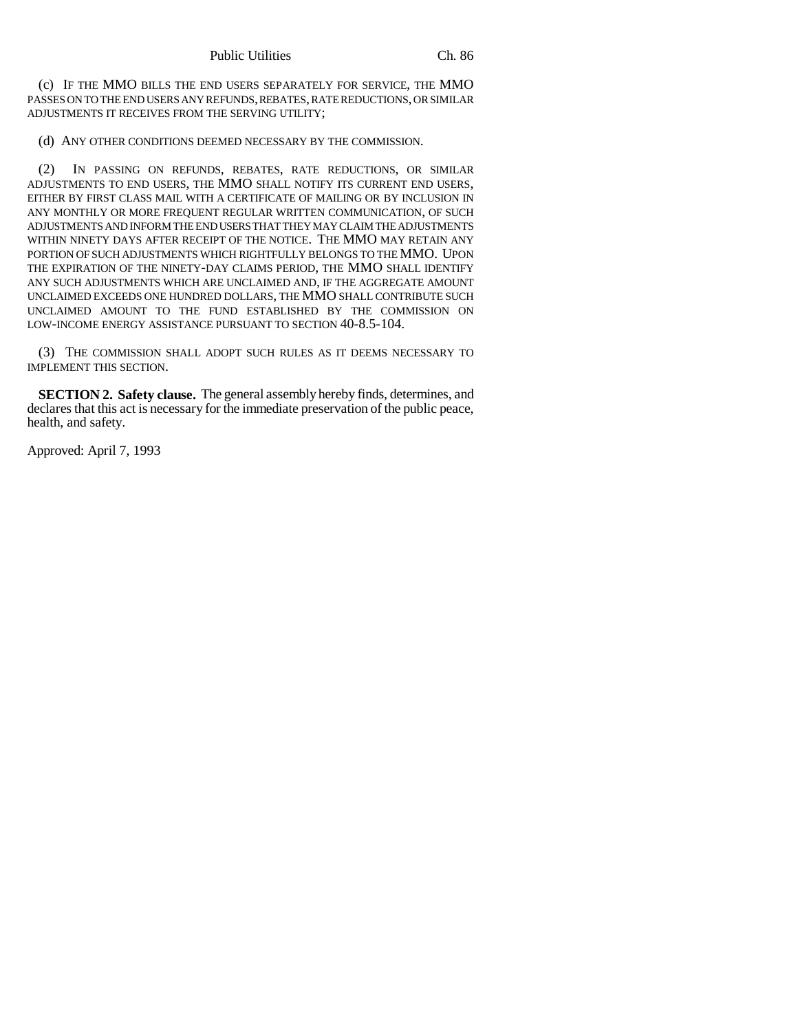(c) IF THE MMO BILLS THE END USERS SEPARATELY FOR SERVICE, THE MMO PASSES ON TO THE END USERS ANY REFUNDS, REBATES, RATE REDUCTIONS, OR SIMILAR ADJUSTMENTS IT RECEIVES FROM THE SERVING UTILITY;

(d) ANY OTHER CONDITIONS DEEMED NECESSARY BY THE COMMISSION.

(2) IN PASSING ON REFUNDS, REBATES, RATE REDUCTIONS, OR SIMILAR ADJUSTMENTS TO END USERS, THE MMO SHALL NOTIFY ITS CURRENT END USERS, EITHER BY FIRST CLASS MAIL WITH A CERTIFICATE OF MAILING OR BY INCLUSION IN ANY MONTHLY OR MORE FREQUENT REGULAR WRITTEN COMMUNICATION, OF SUCH ADJUSTMENTS AND INFORM THE END USERS THAT THEY MAY CLAIM THE ADJUSTMENTS WITHIN NINETY DAYS AFTER RECEIPT OF THE NOTICE. THE MMO MAY RETAIN ANY PORTION OF SUCH ADJUSTMENTS WHICH RIGHTFULLY BELONGS TO THE MMO. UPON THE EXPIRATION OF THE NINETY-DAY CLAIMS PERIOD, THE MMO SHALL IDENTIFY ANY SUCH ADJUSTMENTS WHICH ARE UNCLAIMED AND, IF THE AGGREGATE AMOUNT UNCLAIMED EXCEEDS ONE HUNDRED DOLLARS, THE MMO SHALL CONTRIBUTE SUCH UNCLAIMED AMOUNT TO THE FUND ESTABLISHED BY THE COMMISSION ON LOW-INCOME ENERGY ASSISTANCE PURSUANT TO SECTION 40-8.5-104.

(3) THE COMMISSION SHALL ADOPT SUCH RULES AS IT DEEMS NECESSARY TO IMPLEMENT THIS SECTION.

**SECTION 2. Safety clause.** The general assembly hereby finds, determines, and declares that this act is necessary for the immediate preservation of the public peace, health, and safety.

Approved: April 7, 1993